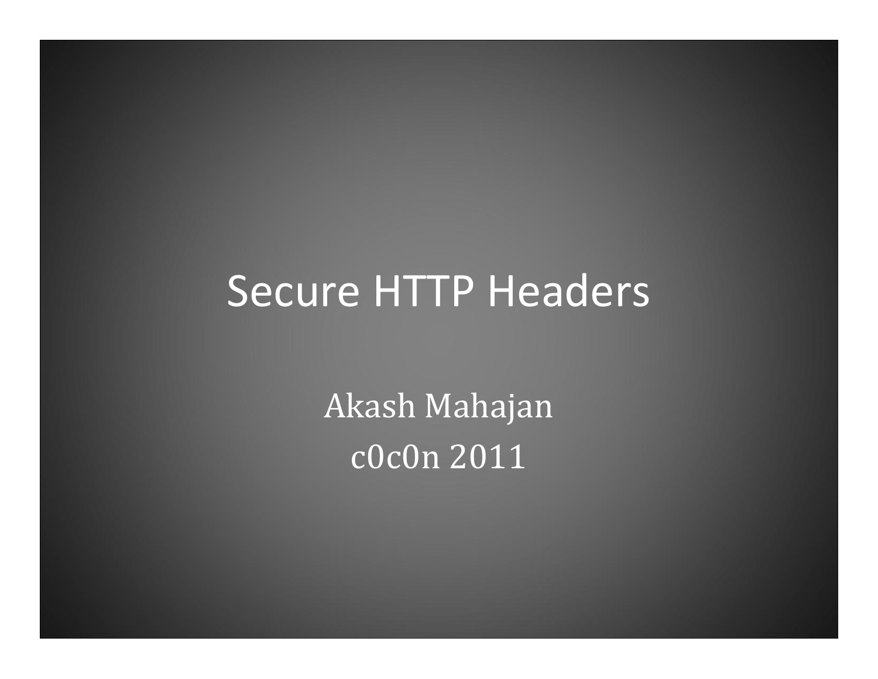# Secure HTTP Headers

Akash Mahajan

c0c0n 2011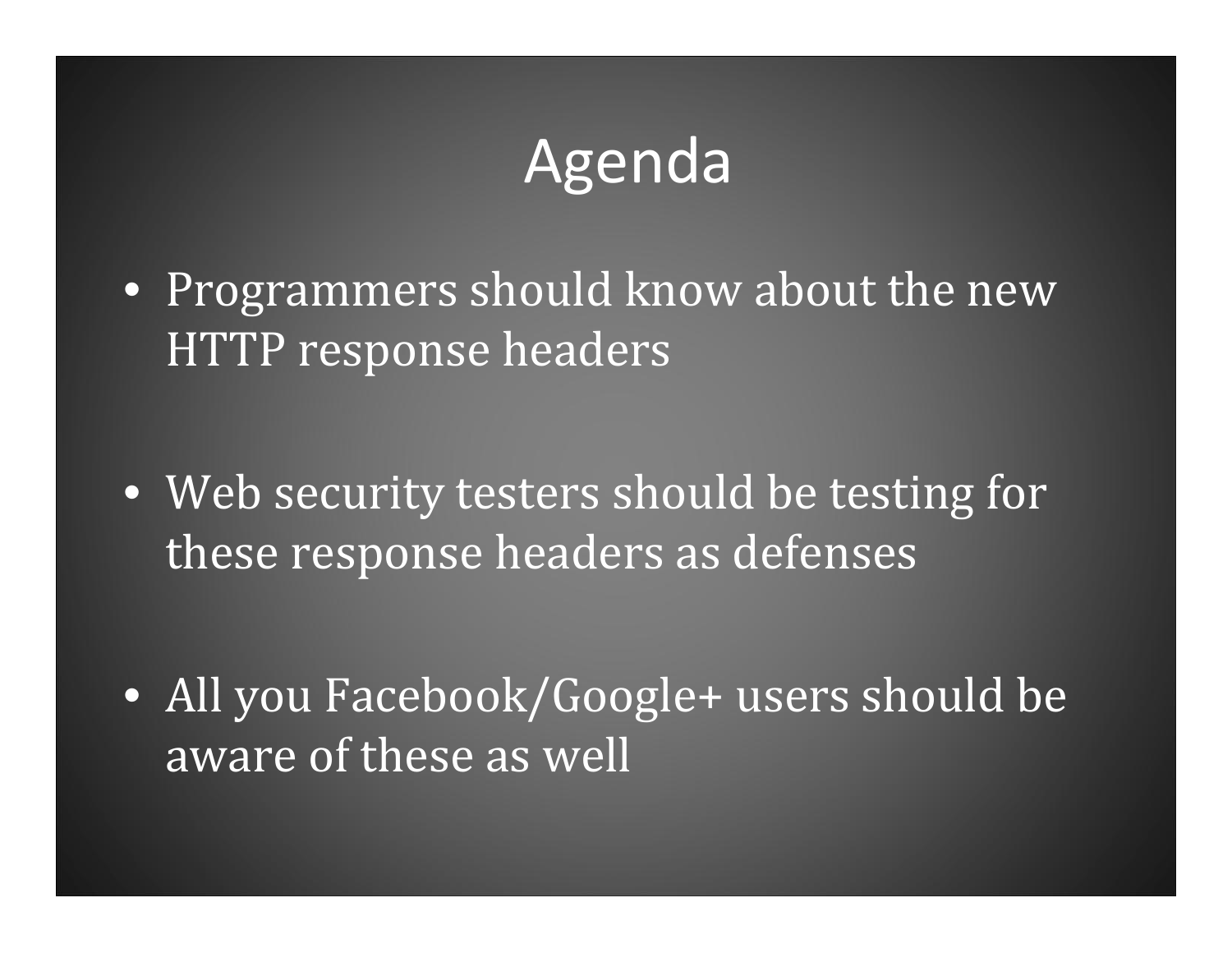# Agenda

- Programmers should know about the new HTTP response headers

- Web security testers should be testing for these response headers as defenses

- All you Facebook/Google+ users should be aware of these as well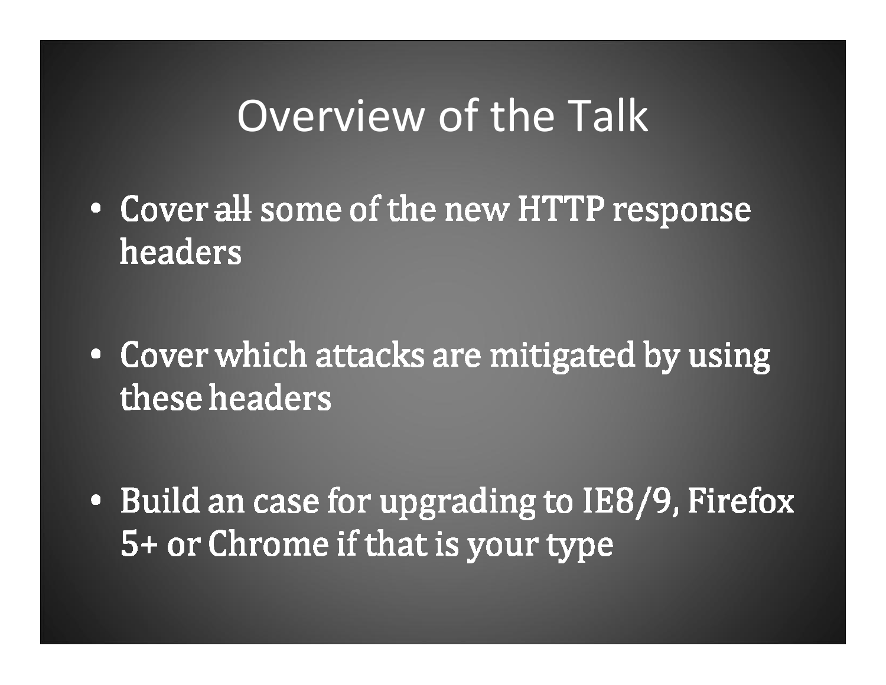# Overview of the Talk

- Cover ~~all~~ some of the new HTTP response headers
- Cover which attacks are mitigated by using these headers
- Build an case for upgrading to IE8/9, Firefox 5+ or Chrome if that is your type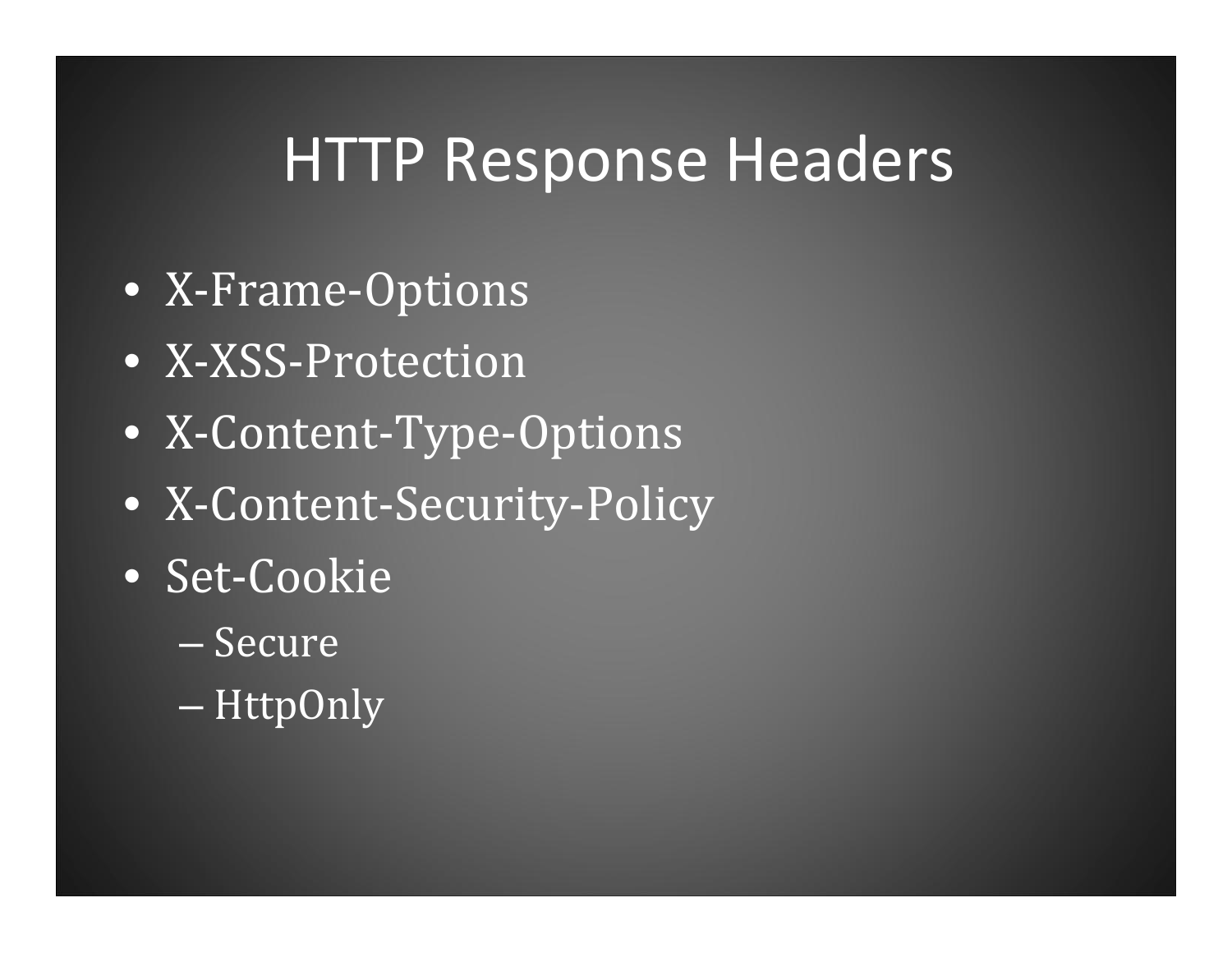# HTTP Response Headers

- X-Frame-Options
- X-XSS-Protection
- X-Content-Type-Options
- X-Content-Security-Policy
- Set-Cookie
  - Secure
  - HttpOnly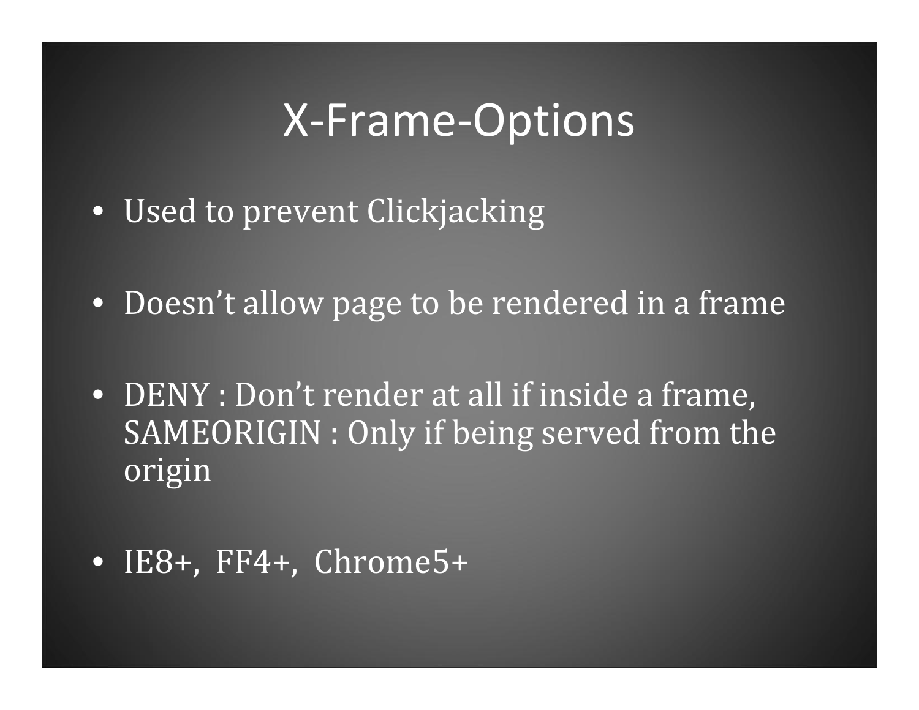# X-Frame-Options

- Used to prevent Clickjacking
- Doesn't allow page to be rendered in a frame
- DENY : Don't render at all if inside a frame, SAMEORIGIN : Only if being served from the origin
- IE8+, FF4+, Chrome5+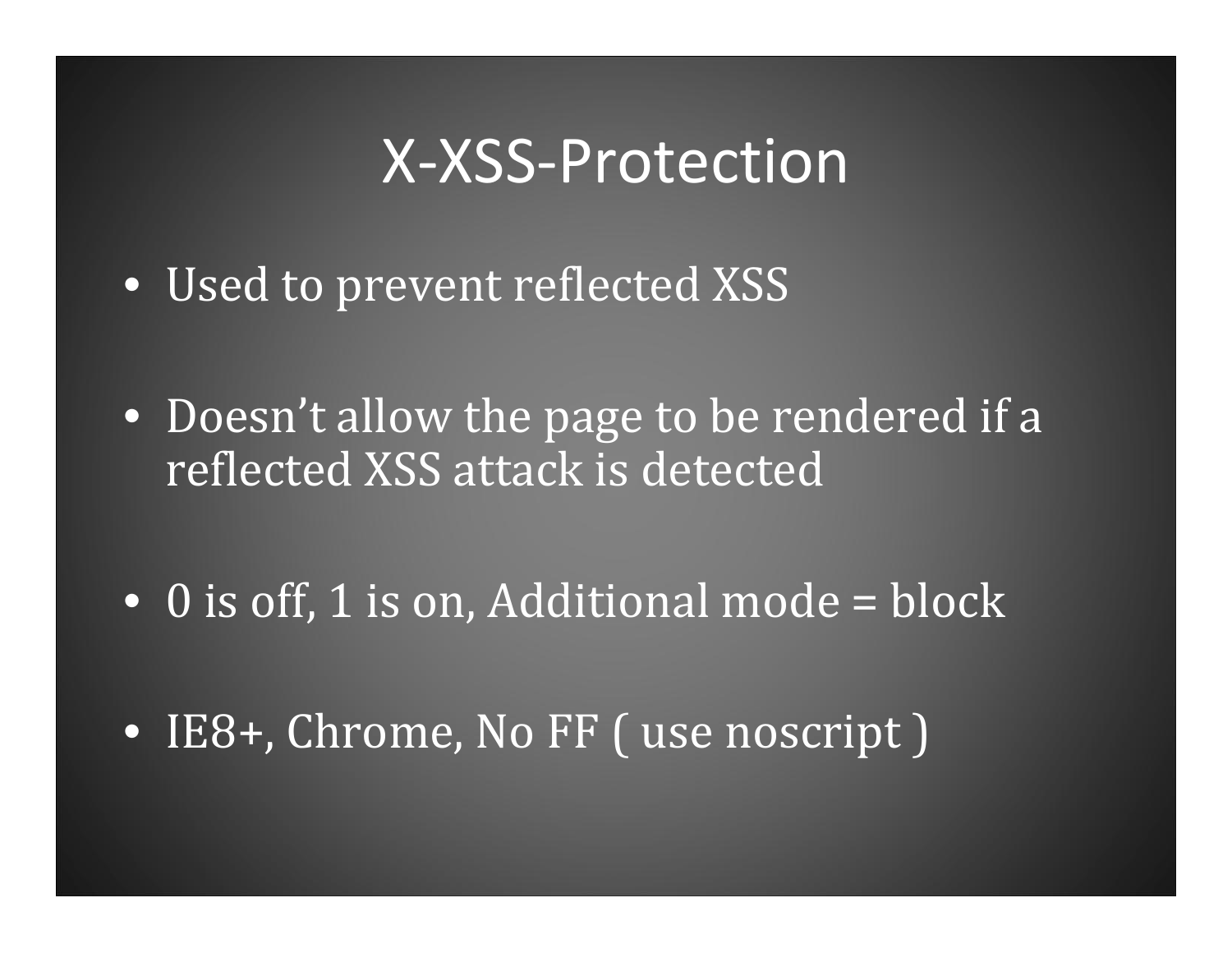# X-XSS-Protection

- Used to prevent reflected XSS
- Doesn't allow the page to be rendered if a reflected XSS attack is detected
- 0 is off, 1 is on, Additional mode = block
- IE8+, Chrome, No FF ( use noscript )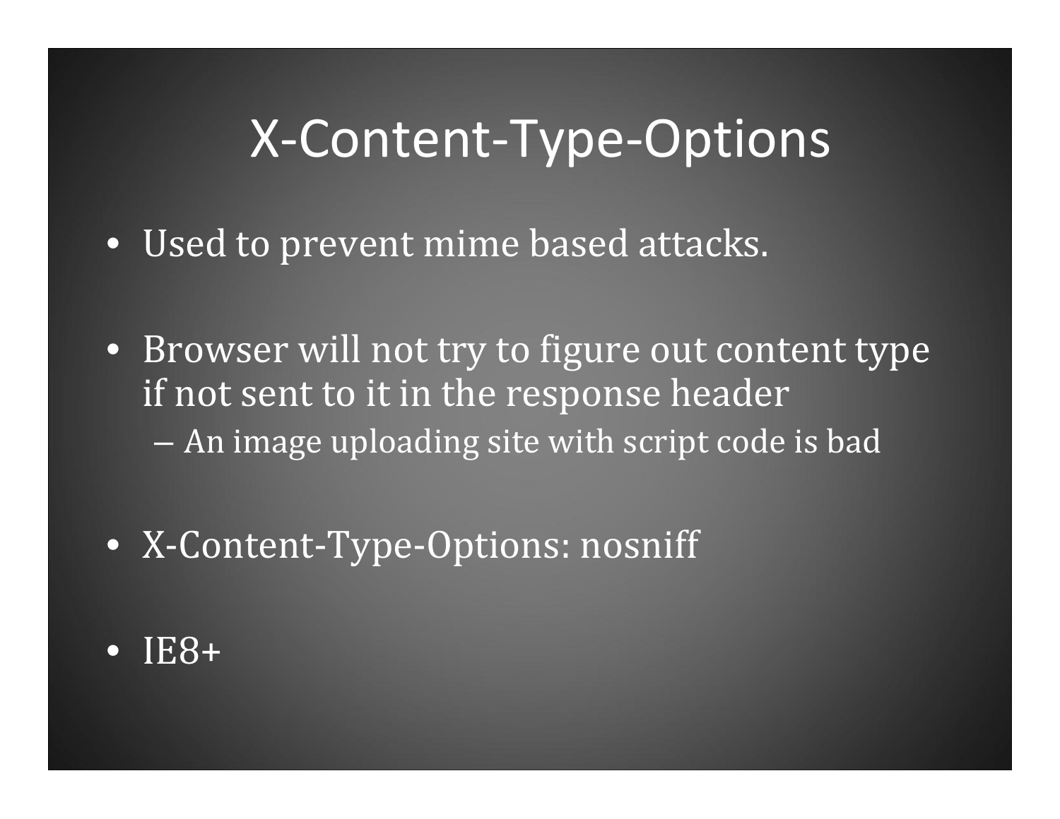# X-Content-Type-Options

- Used to prevent mime based attacks.
- Browser will not try to figure out content type if not sent to it in the response header
  - An image uploading site with script code is bad
- X-Content-Type-Options: nosniff
- IE8+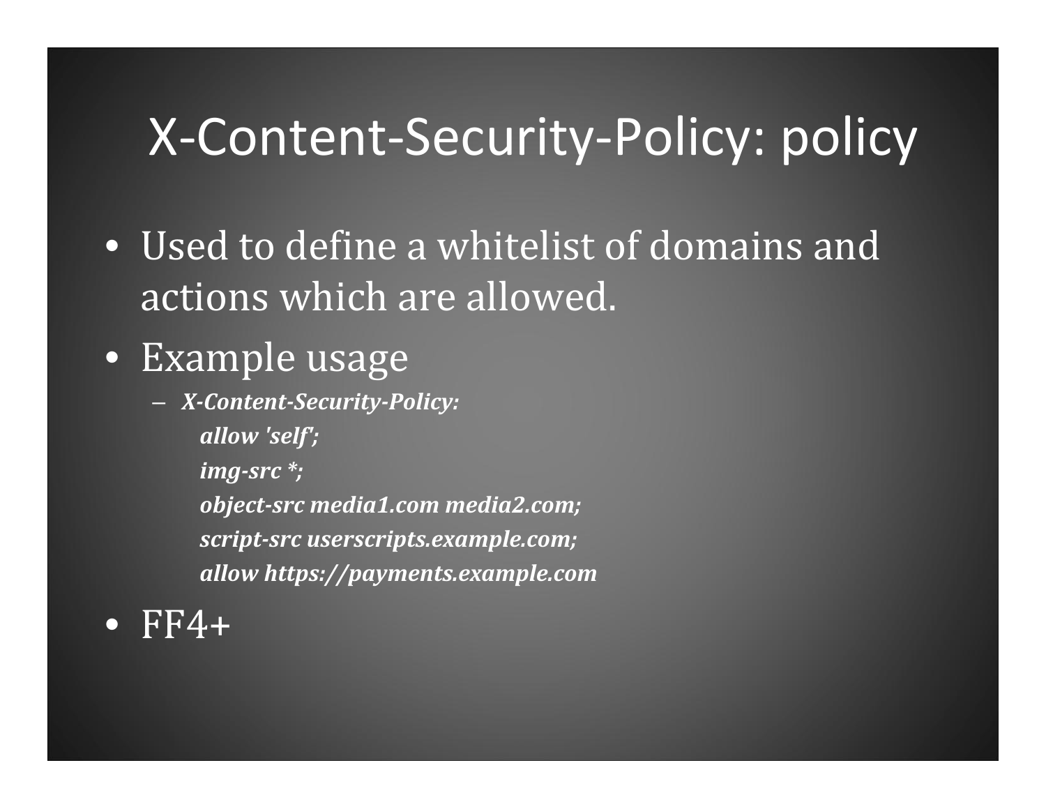# X-Content-Security-Policy: policy

- Used to define a whitelist of domains and actions which are allowed.
- Example usage
  - ***X-Content-Security-Policy:***
    ***allow 'self';***
    ***img-src *;***
    ***object-src media1.com media2.com;***
    ***script-src userscripts.example.com;***
    ***allow https://payments.example.com***
- FF4+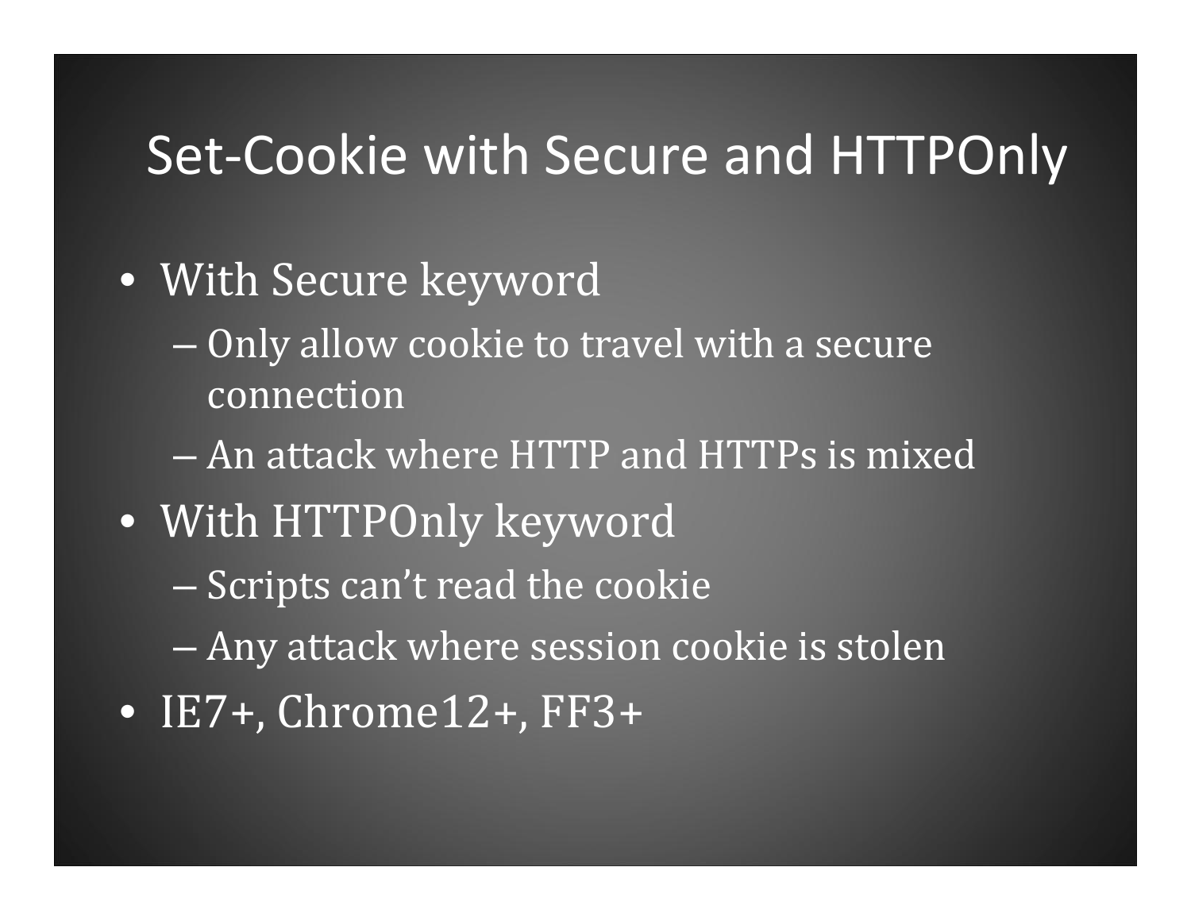# Set-Cookie with Secure and HTTPOnly

- With Secure keyword
  - Only allow cookie to travel with a secure connection
  - An attack where HTTP and HTTPs is mixed
- With HTTPOnly keyword
  - Scripts can't read the cookie
  - Any attack where session cookie is stolen
- IE7+, Chrome12+, FF3+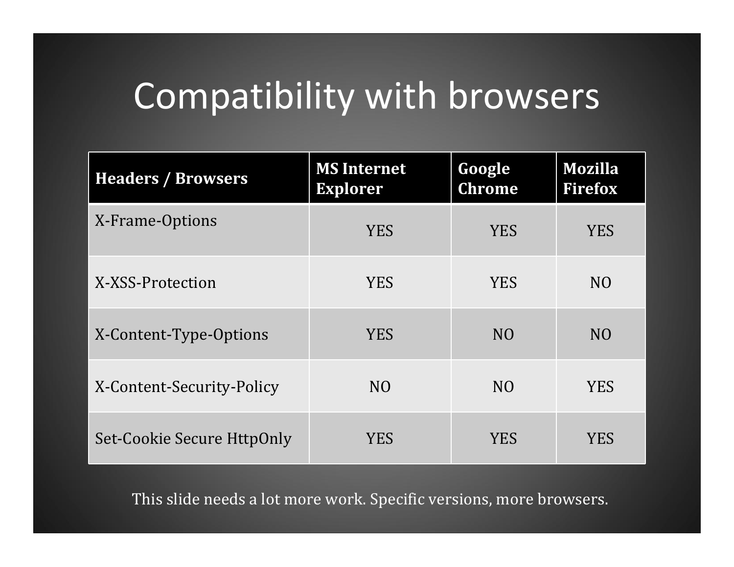# Compatibility with browsers

| Headers / Browsers | MS Internet Explorer | Google Chrome | Mozilla Firefox |
|---|---|---|---|
| X-Frame-Options | YES | YES | YES |
| X-XSS-Protection | YES | YES | NO |
| X-Content-Type-Options | YES | NO | NO |
| X-Content-Security-Policy | NO | NO | YES |
| Set-Cookie Secure HttpOnly | YES | YES | YES |

This slide needs a lot more work. Specific versions, more browsers.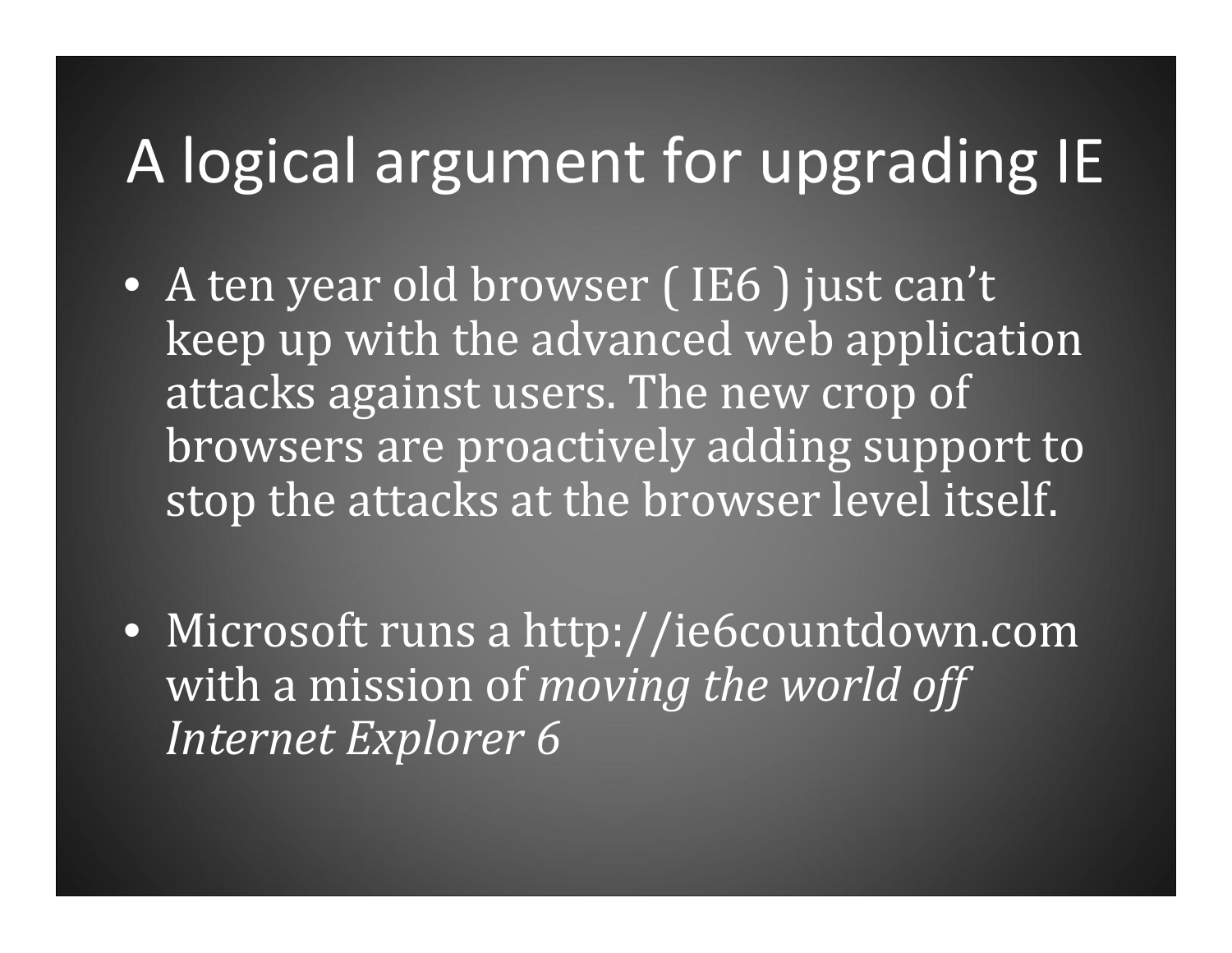# A logical argument for upgrading IE

- A ten year old browser ( IE6 ) just can't keep up with the advanced web application attacks against users. The new crop of browsers are proactively adding support to stop the attacks at the browser level itself.

- Microsoft runs a http://ie6countdown.com with a mission of *moving the world off Internet Explorer 6*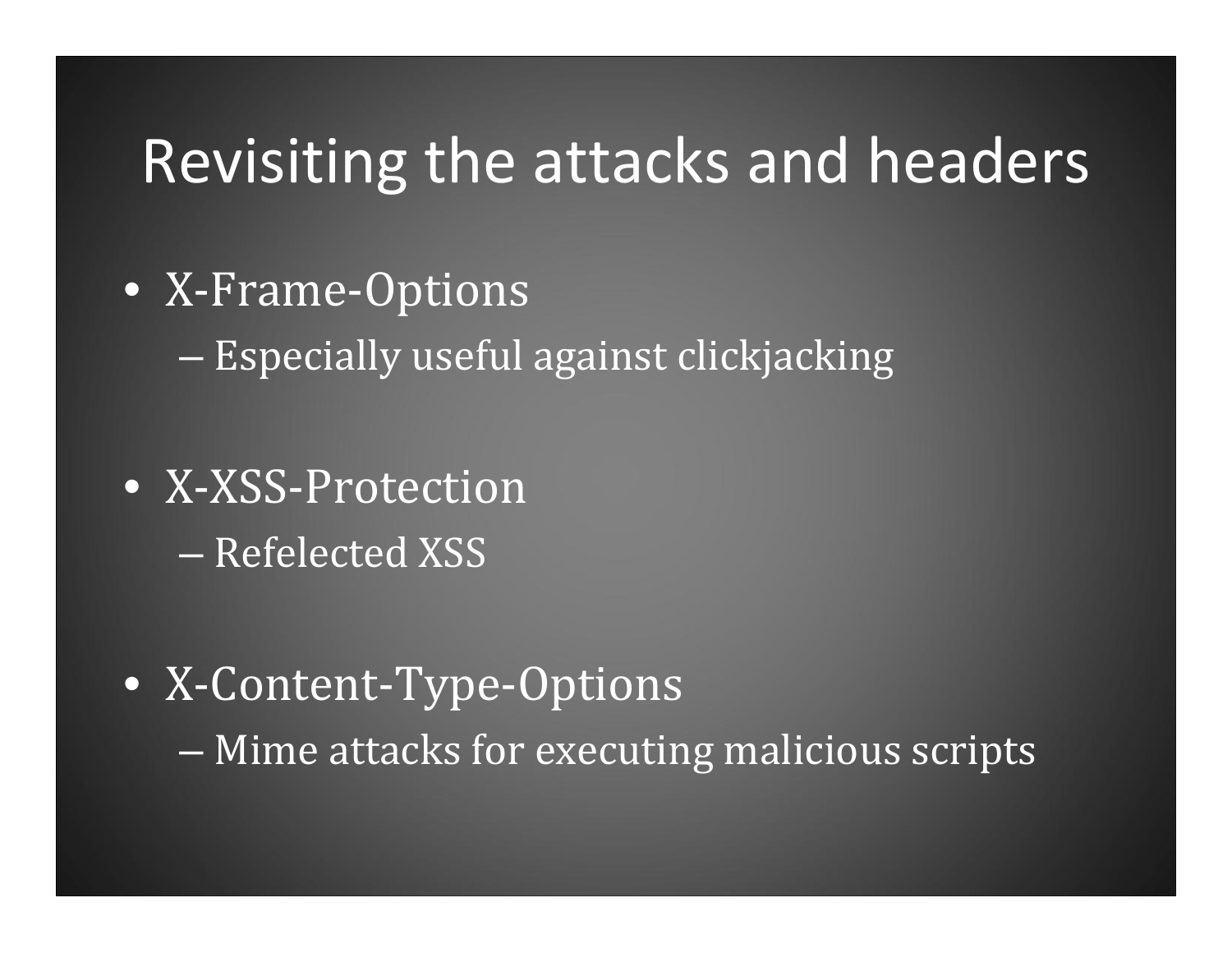# Revisiting the attacks and headers

- X-Frame-Options
  - Especially useful against clickjacking
- X-XSS-Protection
  - Refelected XSS
- X-Content-Type-Options
  - Mime attacks for executing malicious scripts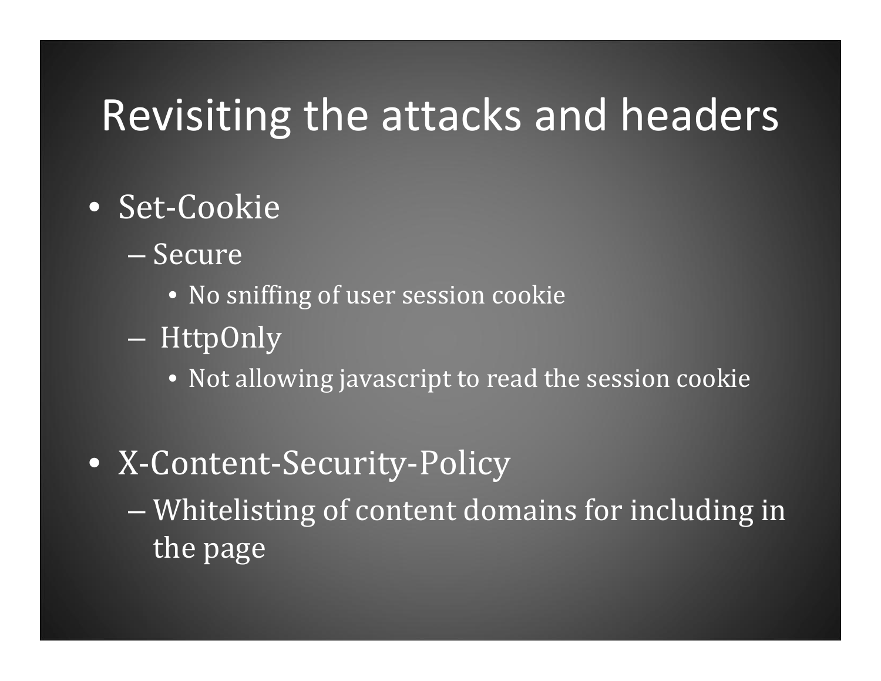# Revisiting the attacks and headers

- Set-Cookie
  - Secure
    - No sniffing of user session cookie
  - HttpOnly
    - Not allowing javascript to read the session cookie
- X-Content-Security-Policy
  - Whitelisting of content domains for including in the page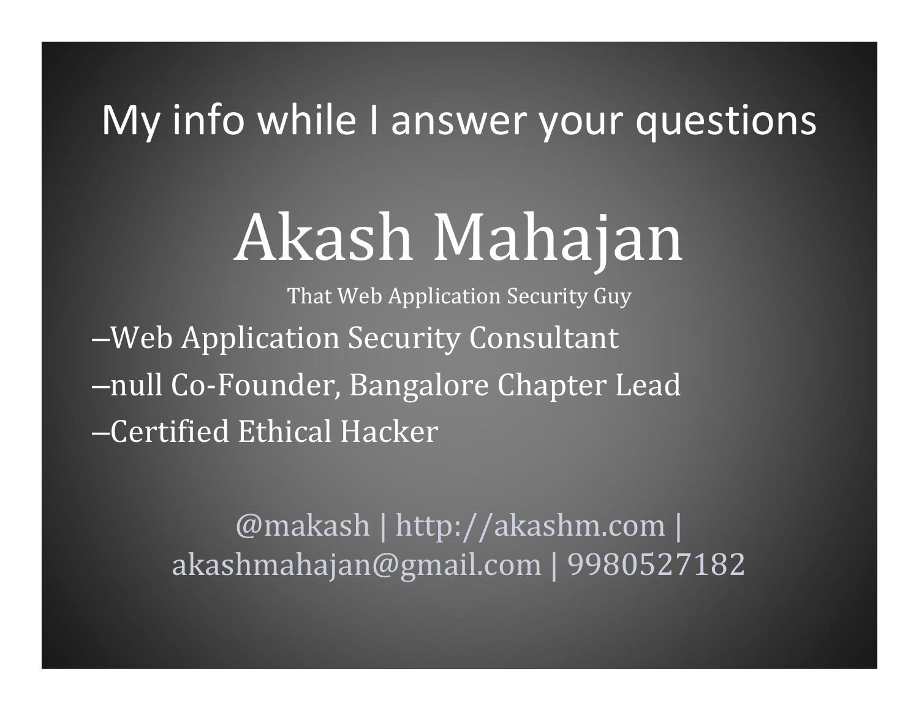# My info while I answer your questions

# Akash Mahajan

That Web Application Security Guy

–Web Application Security Consultant

–null Co-Founder, Bangalore Chapter Lead

–Certified Ethical Hacker

@makash | http://akashm.com | akashmahajan@gmail.com | 9980527182